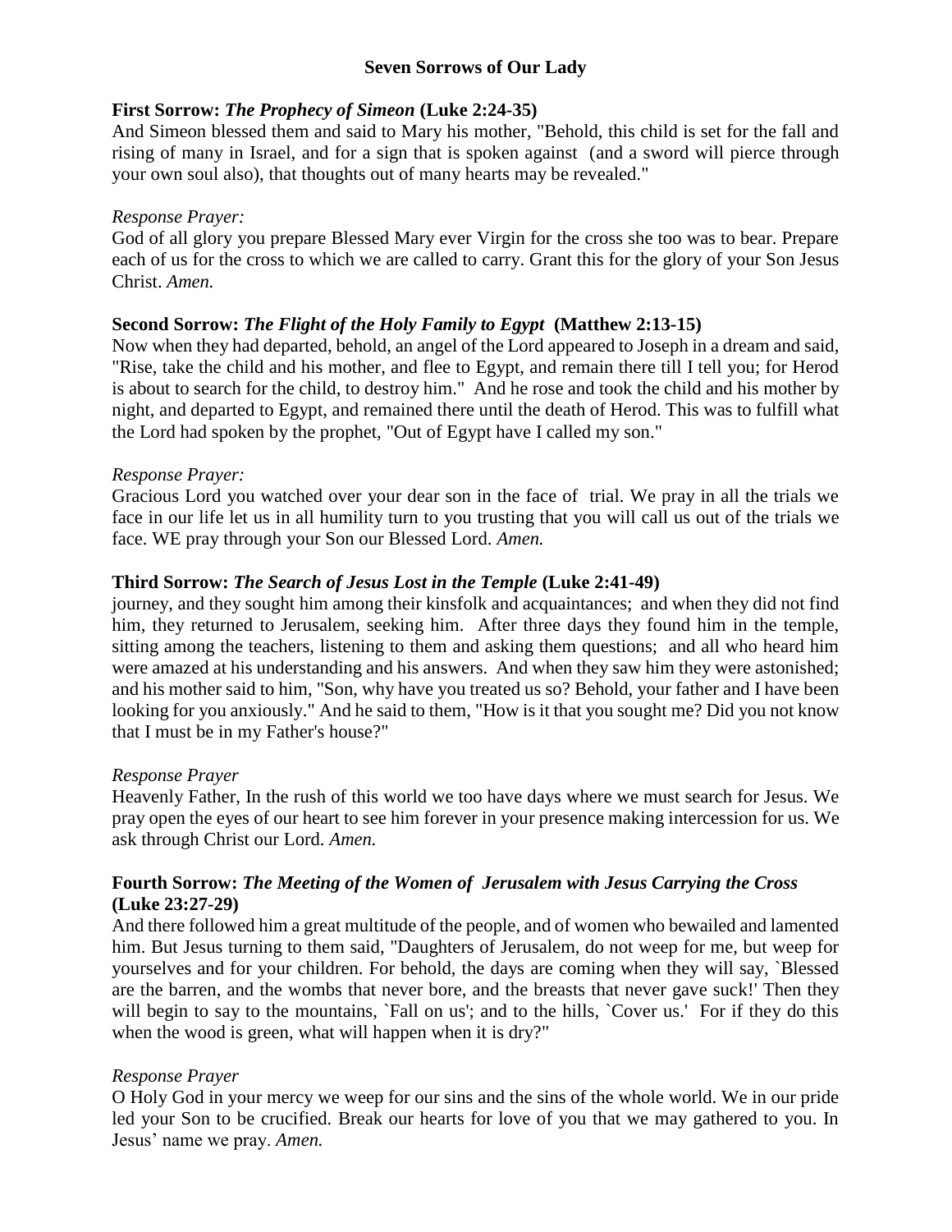# Seven Sorrows of Our Lady

**First Sorrow:** ***The Prophecy of Simeon*** **(Luke 2:24-35)**
And Simeon blessed them and said to Mary his mother, "Behold, this child is set for the fall and rising of many in Israel, and for a sign that is spoken against (and a sword will pierce through your own soul also), that thoughts out of many hearts may be revealed."

*Response Prayer:*
God of all glory you prepare Blessed Mary ever Virgin for the cross she too was to bear. Prepare each of us for the cross to which we are called to carry. Grant this for the glory of your Son Jesus Christ. *Amen.*

**Second Sorrow:** ***The Flight of the Holy Family to Egypt*** **(Matthew 2:13-15)**
Now when they had departed, behold, an angel of the Lord appeared to Joseph in a dream and said, "Rise, take the child and his mother, and flee to Egypt, and remain there till I tell you; for Herod is about to search for the child, to destroy him." And he rose and took the child and his mother by night, and departed to Egypt, and remained there until the death of Herod. This was to fulfill what the Lord had spoken by the prophet, "Out of Egypt have I called my son."

*Response Prayer:*
Gracious Lord you watched over your dear son in the face of trial. We pray in all the trials we face in our life let us in all humility turn to you trusting that you will call us out of the trials we face. WE pray through your Son our Blessed Lord. *Amen.*

**Third Sorrow:** ***The Search of Jesus Lost in the Temple*** **(Luke 2:41-49)**
journey, and they sought him among their kinsfolk and acquaintances; and when they did not find him, they returned to Jerusalem, seeking him. After three days they found him in the temple, sitting among the teachers, listening to them and asking them questions; and all who heard him were amazed at his understanding and his answers. And when they saw him they were astonished; and his mother said to him, "Son, why have you treated us so? Behold, your father and I have been looking for you anxiously." And he said to them, "How is it that you sought me? Did you not know that I must be in my Father's house?"

*Response Prayer*
Heavenly Father, In the rush of this world we too have days where we must search for Jesus. We pray open the eyes of our heart to see him forever in your presence making intercession for us. We ask through Christ our Lord. *Amen.*

**Fourth Sorrow:** ***The Meeting of the Women of Jerusalem with Jesus Carrying the Cross*** **(Luke 23:27-29)**
And there followed him a great multitude of the people, and of women who bewailed and lamented him. But Jesus turning to them said, "Daughters of Jerusalem, do not weep for me, but weep for yourselves and for your children. For behold, the days are coming when they will say, `Blessed are the barren, and the wombs that never bore, and the breasts that never gave suck!' Then they will begin to say to the mountains, `Fall on us'; and to the hills, `Cover us.' For if they do this when the wood is green, what will happen when it is dry?"

*Response Prayer*
O Holy God in your mercy we weep for our sins and the sins of the whole world. We in our pride led your Son to be crucified. Break our hearts for love of you that we may gathered to you. In Jesus' name we pray. *Amen.*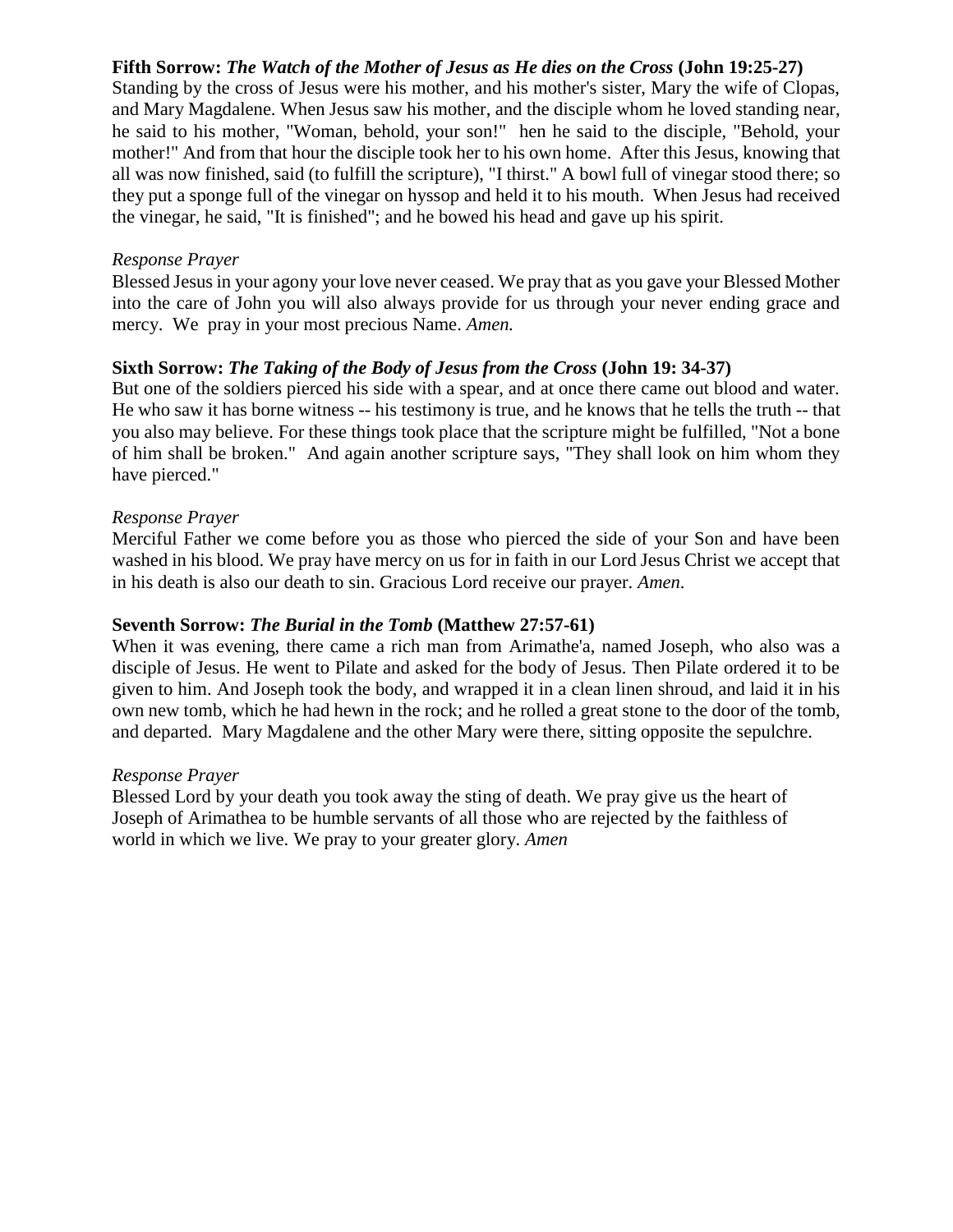**Fifth Sorrow:** ***The Watch of the Mother of Jesus as He dies on the Cross*** **(John 19:25-27)**
Standing by the cross of Jesus were his mother, and his mother's sister, Mary the wife of Clopas, and Mary Magdalene. When Jesus saw his mother, and the disciple whom he loved standing near, he said to his mother, "Woman, behold, your son!"  hen he said to the disciple, "Behold, your mother!" And from that hour the disciple took her to his own home.  After this Jesus, knowing that all was now finished, said (to fulfill the scripture), "I thirst." A bowl full of vinegar stood there; so they put a sponge full of the vinegar on hyssop and held it to his mouth.  When Jesus had received the vinegar, he said, "It is finished"; and he bowed his head and gave up his spirit.

*Response Prayer*
Blessed Jesus in your agony your love never ceased. We pray that as you gave your Blessed Mother into the care of John you will also always provide for us through your never ending grace and mercy.  We  pray in your most precious Name. *Amen.*

**Sixth Sorrow:** ***The Taking of the Body of Jesus from the Cross*** **(John 19: 34-37)**
But one of the soldiers pierced his side with a spear, and at once there came out blood and water. He who saw it has borne witness -- his testimony is true, and he knows that he tells the truth -- that you also may believe. For these things took place that the scripture might be fulfilled, "Not a bone of him shall be broken."  And again another scripture says, "They shall look on him whom they have pierced."

*Response Prayer*
Merciful Father we come before you as those who pierced the side of your Son and have been washed in his blood. We pray have mercy on us for in faith in our Lord Jesus Christ we accept that in his death is also our death to sin. Gracious Lord receive our prayer. *Amen.*

**Seventh Sorrow:** ***The Burial in the Tomb*** **(Matthew 27:57-61)**
When it was evening, there came a rich man from Arimathe'a, named Joseph, who also was a disciple of Jesus. He went to Pilate and asked for the body of Jesus. Then Pilate ordered it to be given to him. And Joseph took the body, and wrapped it in a clean linen shroud, and laid it in his own new tomb, which he had hewn in the rock; and he rolled a great stone to the door of the tomb, and departed.  Mary Magdalene and the other Mary were there, sitting opposite the sepulchre.

*Response Prayer*
Blessed Lord by your death you took away the sting of death. We pray give us the heart of Joseph of Arimathea to be humble servants of all those who are rejected by the faithless of world in which we live. We pray to your greater glory. *Amen*